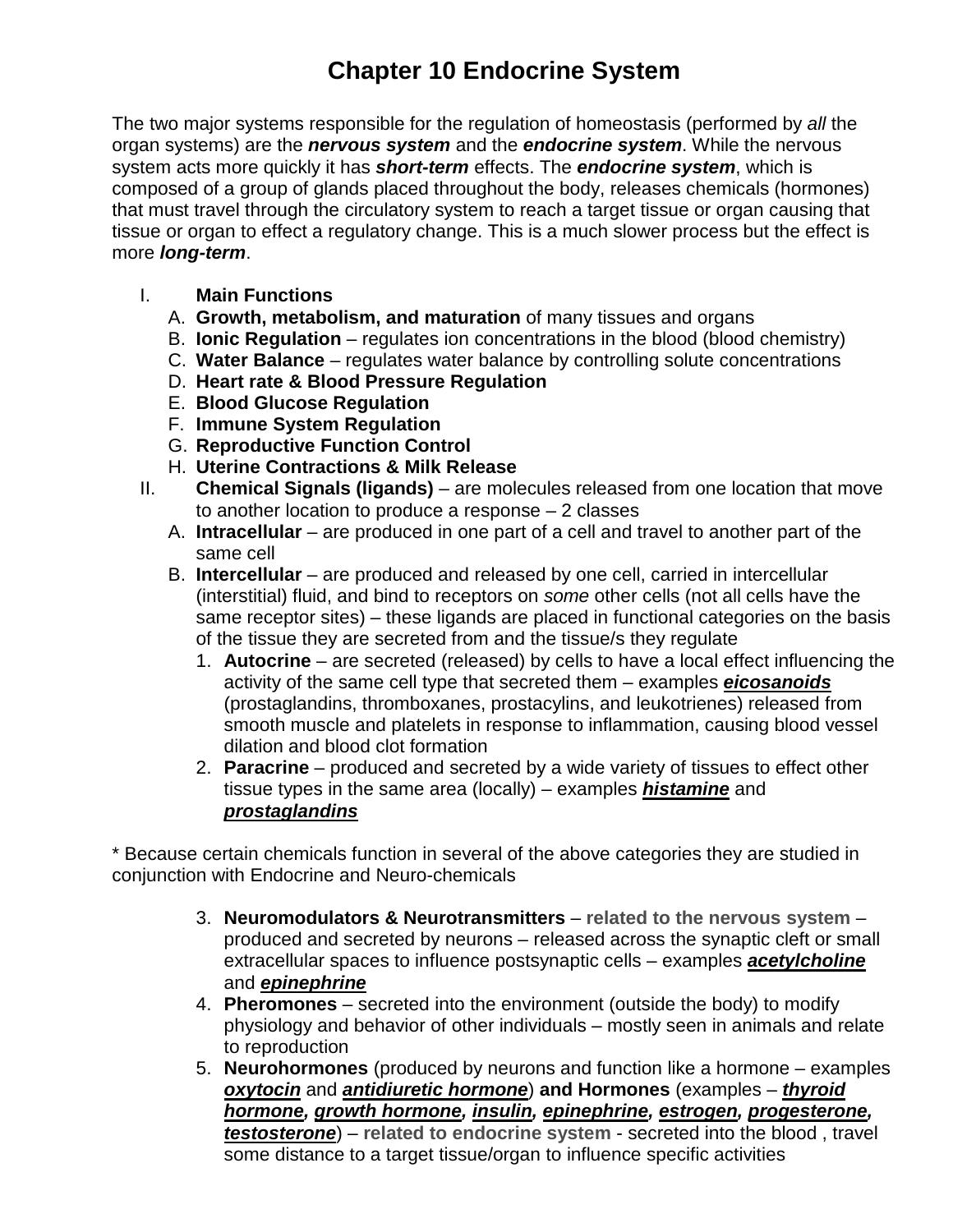# Chapter 10 Endocrine System

The two major systems responsible for the regulation of homeostasis (performed by *all* the organ systems) are the ***nervous system*** and the ***endocrine system***. While the nervous system acts more quickly it has ***short-term*** effects. The ***endocrine system***, which is composed of a group of glands placed throughout the body, releases chemicals (hormones) that must travel through the circulatory system to reach a target tissue or organ causing that tissue or organ to effect a regulatory change. This is a much slower process but the effect is more ***long-term***.

I. **Main Functions**
   A. **Growth, metabolism, and maturation** of many tissues and organs
   B. **Ionic Regulation** – regulates ion concentrations in the blood (blood chemistry)
   C. **Water Balance** – regulates water balance by controlling solute concentrations
   D. **Heart rate & Blood Pressure Regulation**
   E. **Blood Glucose Regulation**
   F. **Immune System Regulation**
   G. **Reproductive Function Control**
   H. **Uterine Contractions & Milk Release**

II. **Chemical Signals (ligands)** – are molecules released from one location that move to another location to produce a response – 2 classes
   A. **Intracellular** – are produced in one part of a cell and travel to another part of the same cell
   B. **Intercellular** – are produced and released by one cell, carried in intercellular (interstitial) fluid, and bind to receptors on *some* other cells (not all cells have the same receptor sites) – these ligands are placed in functional categories on the basis of the tissue they are secreted from and the tissue/s they regulate
      1. **Autocrine** – are secreted (released) by cells to have a local effect influencing the activity of the same cell type that secreted them – examples ***eicosanoids*** (prostaglandins, thromboxanes, prostacylins, and leukotrienes) released from smooth muscle and platelets in response to inflammation, causing blood vessel dilation and blood clot formation
      2. **Paracrine** – produced and secreted by a wide variety of tissues to effect other tissue types in the same area (locally) – examples ***histamine*** and ***prostaglandins***

* Because certain chemicals function in several of the above categories they are studied in conjunction with Endocrine and Neuro-chemicals

      3. **Neuromodulators & Neurotransmitters** – **related to the nervous system** – produced and secreted by neurons – released across the synaptic cleft or small extracellular spaces to influence postsynaptic cells – examples ***acetylcholine*** and ***epinephrine***
      4. **Pheromones** – secreted into the environment (outside the body) to modify physiology and behavior of other individuals – mostly seen in animals and relate to reproduction
      5. **Neurohormones** (produced by neurons and function like a hormone – examples ***oxytocin*** and ***antidiuretic hormone***) **and Hormones** (examples – ***thyroid hormone, growth hormone, insulin, epinephrine, estrogen, progesterone, testosterone***) – **related to endocrine system** - secreted into the blood , travel some distance to a target tissue/organ to influence specific activities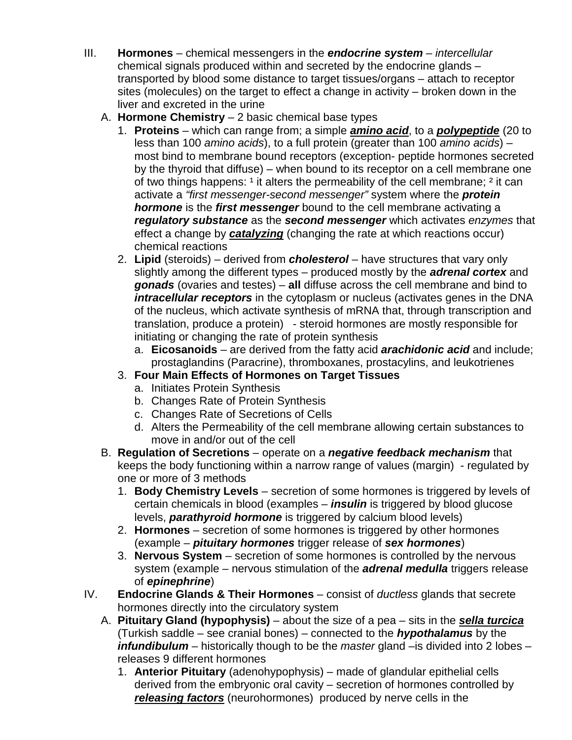III. **Hormones** – chemical messengers in the ***endocrine system*** – *intercellular* chemical signals produced within and secreted by the endocrine glands – transported by blood some distance to target tissues/organs – attach to receptor sites (molecules) on the target to effect a change in activity – broken down in the liver and excreted in the urine

   A. **Hormone Chemistry** – 2 basic chemical base types

      1. **Proteins** – which can range from; a simple ***<u>amino acid</u>***, to a ***<u>polypeptide</u>*** (20 to less than 100 *amino acids*), to a full protein (greater than 100 *amino acids*) – most bind to membrane bound receptors (exception- peptide hormones secreted by the thyroid that diffuse) – when bound to its receptor on a cell membrane one of two things happens: [1] it alters the permeability of the cell membrane; [2] it can activate a *"first messenger-second messenger"* system where the ***protein hormone*** is the ***first messenger*** bound to the cell membrane activating a ***regulatory substance*** as the ***second messenger*** which activates *enzymes* that effect a change by ***<u>catalyzing</u>*** (changing the rate at which reactions occur) chemical reactions

      2. **Lipid** (steroids) – derived from ***cholesterol*** – have structures that vary only slightly among the different types – produced mostly by the ***adrenal cortex*** and ***gonads*** (ovaries and testes) – **all** diffuse across the cell membrane and bind to ***intracellular receptors*** in the cytoplasm or nucleus (activates genes in the DNA of the nucleus, which activate synthesis of mRNA that, through transcription and translation, produce a protein) - steroid hormones are mostly responsible for initiating or changing the rate of protein synthesis

         a. **Eicosanoids** – are derived from the fatty acid ***arachidonic acid*** and include; prostaglandins (Paracrine), thromboxanes, prostacylins, and leukotrienes

      3. **Four Main Effects of Hormones on Target Tissues**

         a. Initiates Protein Synthesis

         b. Changes Rate of Protein Synthesis

         c. Changes Rate of Secretions of Cells

         d. Alters the Permeability of the cell membrane allowing certain substances to move in and/or out of the cell

   B. **Regulation of Secretions** – operate on a ***negative feedback mechanism*** that keeps the body functioning within a narrow range of values (margin) - regulated by one or more of 3 methods

      1. **Body Chemistry Levels** – secretion of some hormones is triggered by levels of certain chemicals in blood (examples – ***insulin*** is triggered by blood glucose levels, ***parathyroid hormone*** is triggered by calcium blood levels)

      2. **Hormones** – secretion of some hormones is triggered by other hormones (example – ***pituitary hormones*** trigger release of ***sex hormones***)

      3. **Nervous System** – secretion of some hormones is controlled by the nervous system (example – nervous stimulation of the ***adrenal medulla*** triggers release of ***epinephrine***)

IV. **Endocrine Glands & Their Hormones** – consist of *ductless* glands that secrete hormones directly into the circulatory system

   A. **Pituitary Gland (hypophysis)** – about the size of a pea – sits in the ***<u>sella turcica</u>*** (Turkish saddle – see cranial bones) – connected to the ***hypothalamus*** by the ***infundibulum*** – historically though to be the *master* gland –is divided into 2 lobes – releases 9 different hormones

      1. **Anterior Pituitary** (adenohypophysis) – made of glandular epithelial cells derived from the embryonic oral cavity – secretion of hormones controlled by ***<u>releasing factors</u>*** (neurohormones) produced by nerve cells in the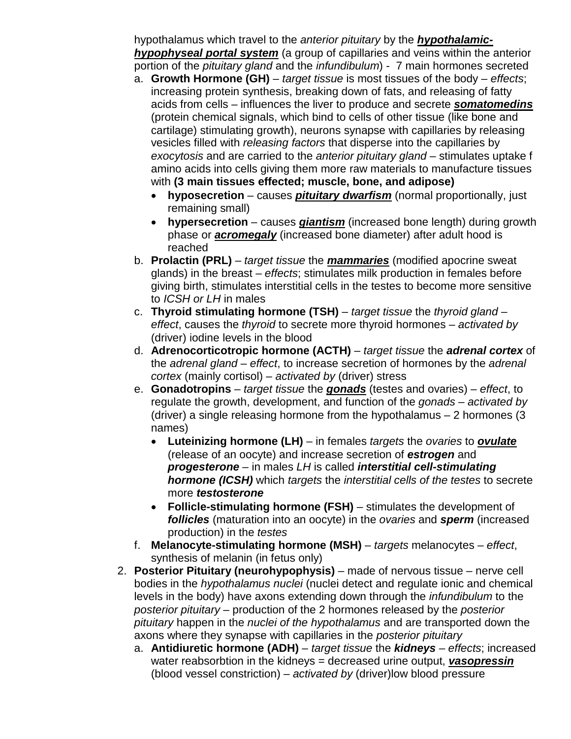hypothalamus which travel to the *anterior pituitary* by the ***hypothalamic-hypophyseal portal system*** (a group of capillaries and veins within the anterior portion of the *pituitary gland* and the *infundibulum*) - 7 main hormones secreted

a. **Growth Hormone (GH)** – *target tissue* is most tissues of the body – *effects*; increasing protein synthesis, breaking down of fats, and releasing of fatty acids from cells – influences the liver to produce and secrete ***somatomedins*** (protein chemical signals, which bind to cells of other tissue (like bone and cartilage) stimulating growth), neurons synapse with capillaries by releasing vesicles filled with *releasing factors* that disperse into the capillaries by *exocytosis* and are carried to the *anterior pituitary gland* – stimulates uptake f amino acids into cells giving them more raw materials to manufacture tissues with **(3 main tissues effected; muscle, bone, and adipose)**
   - **hyposecretion** – causes ***pituitary dwarfism*** (normal proportionally, just remaining small)
   - **hypersecretion** – causes ***giantism*** (increased bone length) during growth phase or ***acromegaly*** (increased bone diameter) after adult hood is reached

b. **Prolactin (PRL)** – *target tissue* the ***mammaries*** (modified apocrine sweat glands) in the breast – *effects*; stimulates milk production in females before giving birth, stimulates interstitial cells in the testes to become more sensitive to *ICSH or LH* in males

c. **Thyroid stimulating hormone (TSH)** – *target tissue* the *thyroid gland* – *effect*, causes the *thyroid* to secrete more thyroid hormones – *activated by* (driver) iodine levels in the blood

d. **Adrenocorticotropic hormone (ACTH)** – *target tissue* the ***adrenal cortex*** of the *adrenal gland* – *effect*, to increase secretion of hormones by the *adrenal cortex* (mainly cortisol) – *activated by* (driver) stress

e. **Gonadotropins** – *target tissue* the ***gonads*** (testes and ovaries) – *effect*, to regulate the growth, development, and function of the *gonads* – *activated by* (driver) a single releasing hormone from the hypothalamus – 2 hormones (3 names)
   - **Luteinizing hormone (LH)** – in females *targets* the *ovaries* to ***ovulate*** (release of an oocyte) and increase secretion of ***estrogen*** and ***progesterone*** – in males *LH* is called ***interstitial cell-stimulating hormone (ICSH)*** which *targets* the *interstitial cells of the testes* to secrete more ***testosterone***
   - **Follicle-stimulating hormone (FSH)** – stimulates the development of ***follicles*** (maturation into an oocyte) in the *ovaries* and ***sperm*** (increased production) in the *testes*

f. **Melanocyte-stimulating hormone (MSH)** – *targets* melanocytes – *effect*, synthesis of melanin (in fetus only)

2. **Posterior Pituitary (neurohypophysis)** – made of nervous tissue – nerve cell bodies in the *hypothalamus nuclei* (nuclei detect and regulate ionic and chemical levels in the body) have axons extending down through the *infundibulum* to the *posterior pituitary* – production of the 2 hormones released by the *posterior pituitary* happen in the *nuclei of the hypothalamus* and are transported down the axons where they synapse with capillaries in the *posterior pituitary*

   a. **Antidiuretic hormone (ADH)** – *target tissue* the ***kidneys*** – *effects*; increased water reabsorbtion in the kidneys = decreased urine output, ***vasopressin*** (blood vessel constriction) – *activated by* (driver)low blood pressure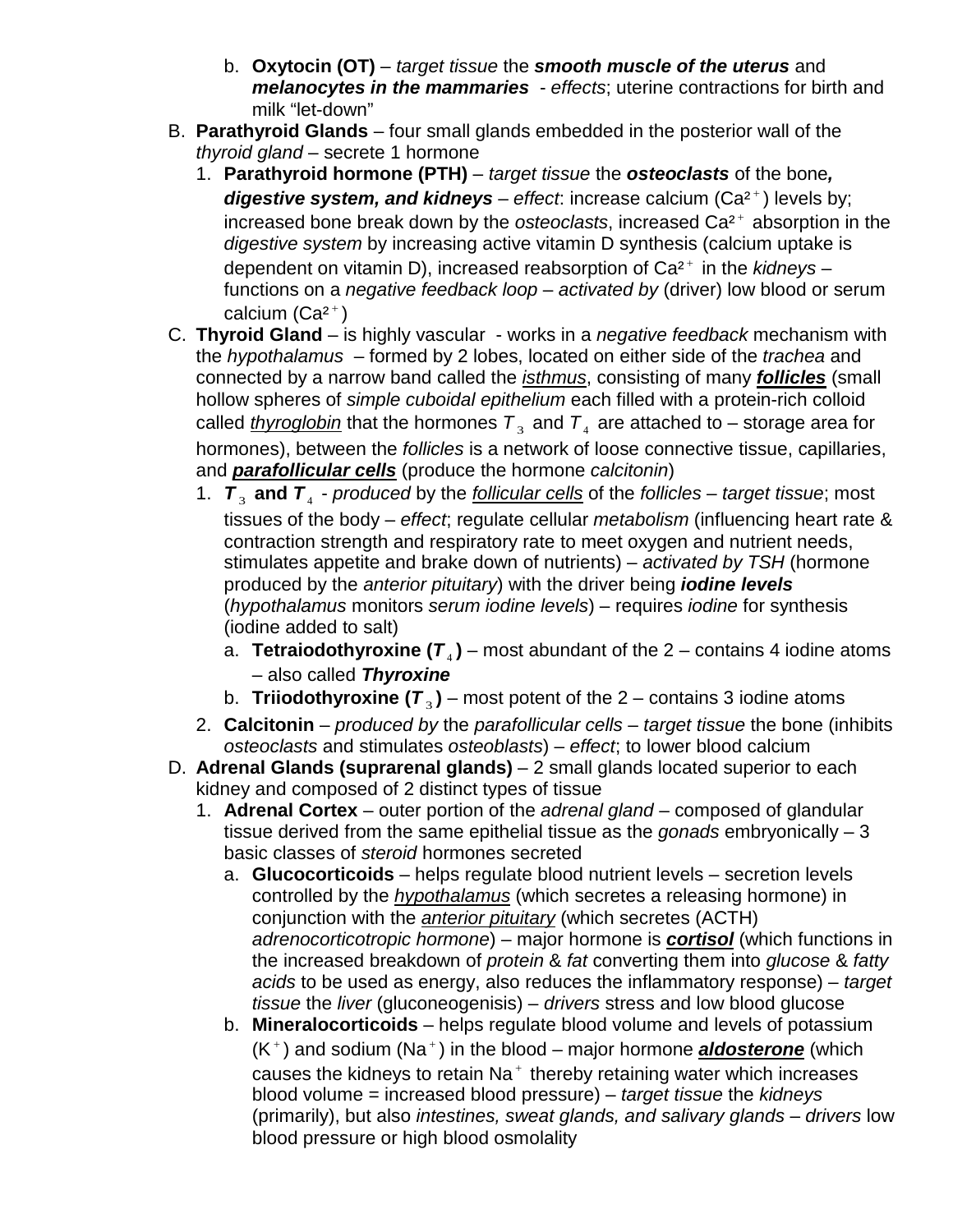b. **Oxytocin (OT)** – *target tissue* the ***smooth muscle of the uterus*** and ***melanocytes in the mammaries*** - *effects*; uterine contractions for birth and milk "let-down"

B. **Parathyroid Glands** – four small glands embedded in the posterior wall of the *thyroid gland* – secrete 1 hormone
   1. **Parathyroid hormone (PTH)** – *target tissue* the ***osteoclasts*** of the bone***, digestive system, and kidneys*** – *effect*: increase calcium ($Ca^{2+}$) levels by; increased bone break down by the *osteoclasts*, increased $Ca^{2+}$ absorption in the *digestive system* by increasing active vitamin D synthesis (calcium uptake is dependent on vitamin D), increased reabsorption of $Ca^{2+}$ in the *kidneys* – functions on a *negative feedback loop* – *activated by* (driver) low blood or serum calcium ($Ca^{2+}$)

C. **Thyroid Gland** – is highly vascular - works in a *negative feedback* mechanism with the *hypothalamus* – formed by 2 lobes, located on either side of the *trachea* and connected by a narrow band called the <u>*isthmus*</u>, consisting of many <u>***follicles***</u> (small hollow spheres of *simple cuboidal epithelium* each filled with a protein-rich colloid called <u>*thyroglobin*</u> that the hormones $T_3$ and $T_4$ are attached to – storage area for hormones), between the *follicles* is a network of loose connective tissue, capillaries, and <u>***parafollicular cells***</u> (produce the hormone *calcitonin*)
   1. $T_3$ **and** $T_4$ - *produced* by the <u>*follicular cells*</u> of the *follicles* – *target tissue*; most tissues of the body – *effect*; regulate cellular *metabolism* (influencing heart rate & contraction strength and respiratory rate to meet oxygen and nutrient needs, stimulates appetite and brake down of nutrients) – *activated by TSH* (hormone produced by the *anterior pituitary*) with the driver being ***iodine levels*** (*hypothalamus* monitors *serum iodine levels*) – requires *iodine* for synthesis (iodine added to salt)
      a. **Tetraiodothyroxine (**$T_4$**)** – most abundant of the 2 – contains 4 iodine atoms – also called ***Thyroxine***
      b. **Triiodothyroxine (**$T_3$**)** – most potent of the 2 – contains 3 iodine atoms
   2. **Calcitonin** – *produced by* the *parafollicular cells* – *target tissue* the bone (inhibits *osteoclasts* and stimulates *osteoblasts*) – *effect*; to lower blood calcium

D. **Adrenal Glands (suprarenal glands)** – 2 small glands located superior to each kidney and composed of 2 distinct types of tissue
   1. **Adrenal Cortex** – outer portion of the *adrenal gland* – composed of glandular tissue derived from the same epithelial tissue as the *gonads* embryonically – 3 basic classes of *steroid* hormones secreted
      a. **Glucocorticoids** – helps regulate blood nutrient levels – secretion levels controlled by the <u>*hypothalamus*</u> (which secretes a releasing hormone) in conjunction with the <u>*anterior pituitary*</u> (which secretes (ACTH) *adrenocorticotropic hormone*) – major hormone is <u>***cortisol***</u> (which functions in the increased breakdown of *protein* & *fat* converting them into *glucose* & *fatty acids* to be used as energy, also reduces the inflammatory response) – *target tissue* the *liver* (gluconeogenisis) – *drivers* stress and low blood glucose
      b. **Mineralocorticoids** – helps regulate blood volume and levels of potassium ($K^+$) and sodium ($Na^+$) in the blood – major hormone <u>***aldosterone***</u> (which causes the kidneys to retain $Na^+$ thereby retaining water which increases blood volume = increased blood pressure) – *target tissue* the *kidneys* (primarily), but also *intestines, sweat glands, and salivary glands* – *drivers* low blood pressure or high blood osmolality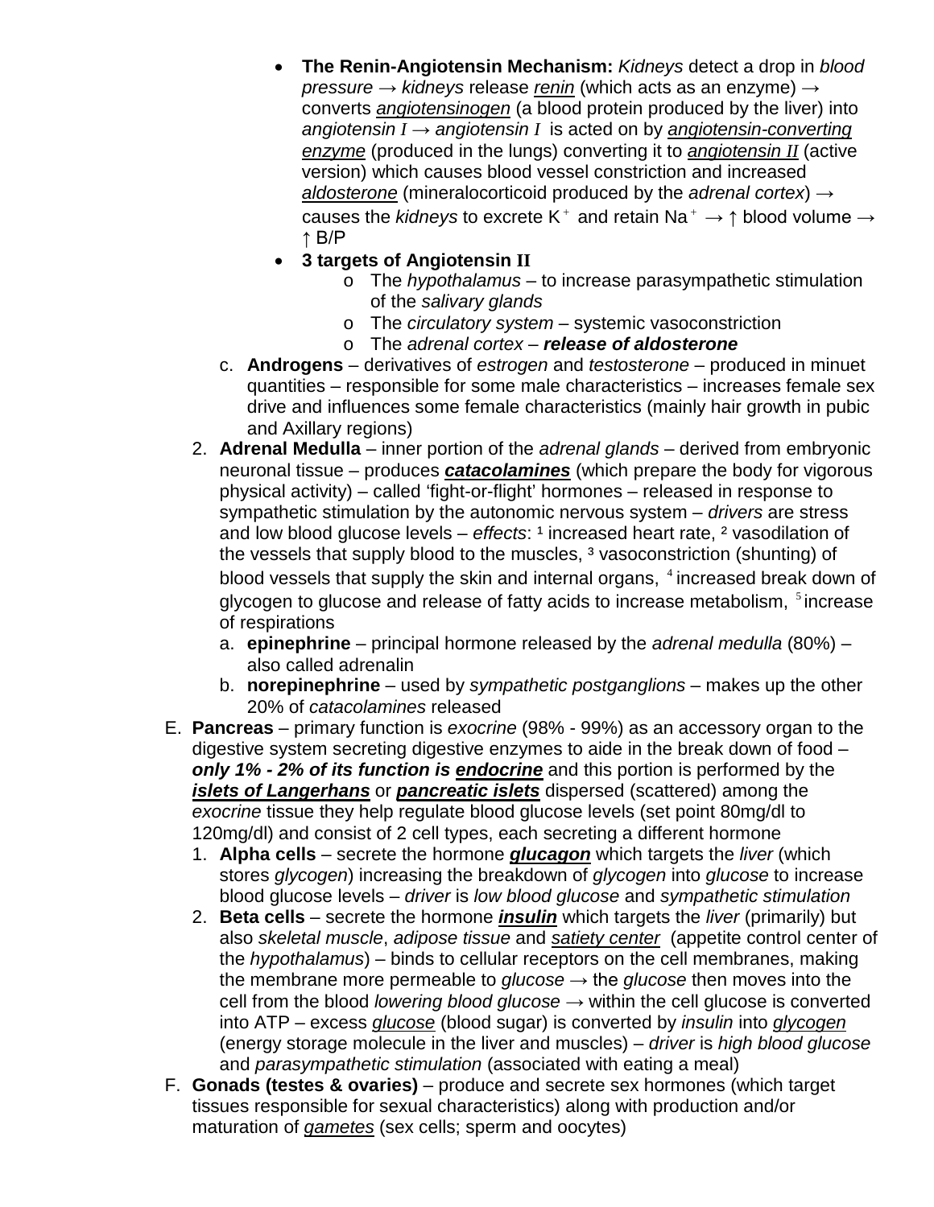- **The Renin-Angiotensin Mechanism:** *Kidneys* detect a drop in *blood pressure* → *kidneys* release <u>*renin*</u> (which acts as an enzyme) → converts <u>*angiotensinogen*</u> (a blood protein produced by the liver) into *angiotensin I* → *angiotensin I* is acted on by <u>*angiotensin-converting enzyme*</u> (produced in the lungs) converting it to <u>*angiotensin II*</u> (active version) which causes blood vessel constriction and increased <u>*aldosterone*</u> (mineralocorticoid produced by the *adrenal cortex*) → causes the *kidneys* to excrete $K^+$ and retain $Na^+$ → ↑ blood volume → ↑ B/P
- **3 targets of Angiotensin II**
  - The *hypothalamus* – to increase parasympathetic stimulation of the *salivary glands*
  - The *circulatory system* – systemic vasoconstriction
  - The *adrenal cortex* – ***release of aldosterone***

c. **Androgens** – derivatives of *estrogen* and *testosterone* – produced in minuet quantities – responsible for some male characteristics – increases female sex drive and influences some female characteristics (mainly hair growth in pubic and Axillary regions)

2. **Adrenal Medulla** – inner portion of the *adrenal glands* – derived from embryonic neuronal tissue – produces ***<u>catacolamines</u>*** (which prepare the body for vigorous physical activity) – called 'fight-or-flight' hormones – released in response to sympathetic stimulation by the autonomic nervous system – *drivers* are stress and low blood glucose levels – *effects*: [1] increased heart rate, [2] vasodilation of the vessels that supply blood to the muscles, [3] vasoconstriction (shunting) of blood vessels that supply the skin and internal organs, [4] increased break down of glycogen to glucose and release of fatty acids to increase metabolism, [5] increase of respirations
   a. **epinephrine** – principal hormone released by the *adrenal medulla* (80%) – also called adrenalin
   b. **norepinephrine** – used by *sympathetic postganglions* – makes up the other 20% of *catacolamines* released

E. **Pancreas** – primary function is *exocrine* (98% - 99%) as an accessory organ to the digestive system secreting digestive enzymes to aide in the break down of food – ***only 1% - 2% of its function is <u>endocrine</u>*** and this portion is performed by the ***<u>islets of Langerhans</u>*** or ***<u>pancreatic islets</u>*** dispersed (scattered) among the *exocrine* tissue they help regulate blood glucose levels (set point 80mg/dl to 120mg/dl) and consist of 2 cell types, each secreting a different hormone

1. **Alpha cells** – secrete the hormone ***<u>glucagon</u>*** which targets the *liver* (which stores *glycogen*) increasing the breakdown of *glycogen* into *glucose* to increase blood glucose levels – *driver* is *low blood glucose* and *sympathetic stimulation*
2. **Beta cells** – secrete the hormone ***<u>insulin</u>*** which targets the *liver* (primarily) but also *skeletal muscle*, *adipose tissue* and <u>*satiety center*</u> (appetite control center of the *hypothalamus*) – binds to cellular receptors on the cell membranes, making the membrane more permeable to *glucose* → the *glucose* then moves into the cell from the blood *lowering blood glucose* → within the cell glucose is converted into ATP – excess <u>*glucose*</u> (blood sugar) is converted by *insulin* into <u>*glycogen*</u> (energy storage molecule in the liver and muscles) – *driver* is *high blood glucose* and *parasympathetic stimulation* (associated with eating a meal)

F. **Gonads (testes & ovaries)** – produce and secrete sex hormones (which target tissues responsible for sexual characteristics) along with production and/or maturation of <u>*gametes*</u> (sex cells; sperm and oocytes)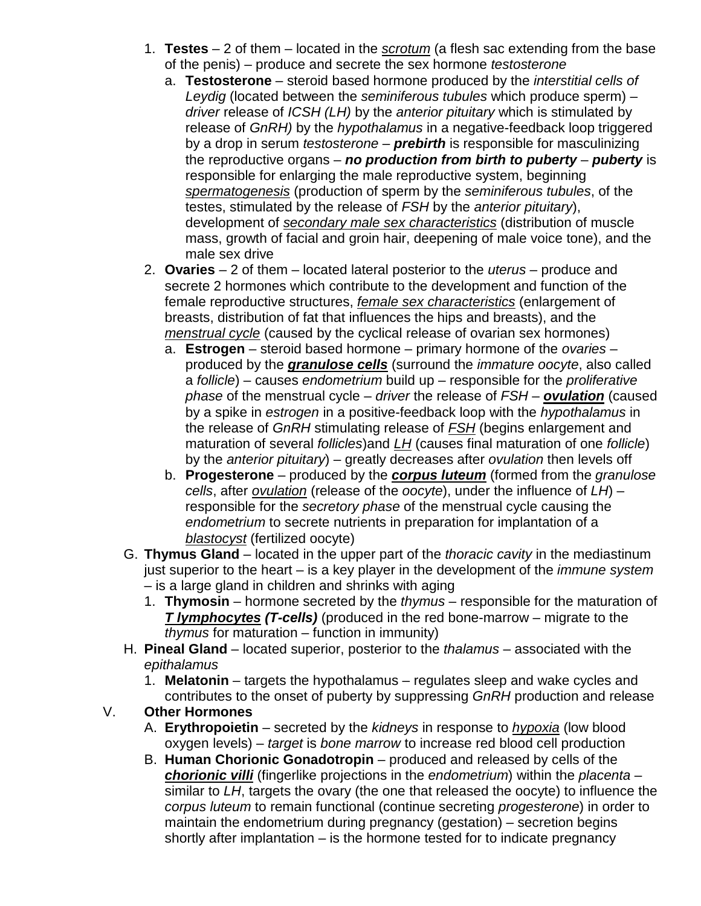1. **Testes** – 2 of them – located in the <u>*scrotum*</u> (a flesh sac extending from the base of the penis) – produce and secrete the sex hormone *testosterone*
   a. **Testosterone** – steroid based hormone produced by the *interstitial cells of Leydig* (located between the *seminiferous tubules* which produce sperm) – *driver* release of *ICSH (LH)* by the *anterior pituitary* which is stimulated by release of *GnRH)* by the *hypothalamus* in a negative-feedback loop triggered by a drop in serum *testosterone* – ***prebirth*** is responsible for masculinizing the reproductive organs – ***no production from birth to puberty*** – ***puberty*** is responsible for enlarging the male reproductive system, beginning <u>*spermatogenesis*</u> (production of sperm by the *seminiferous tubules*, of the testes, stimulated by the release of *FSH* by the *anterior pituitary*), development of <u>*secondary male sex characteristics*</u> (distribution of muscle mass, growth of facial and groin hair, deepening of male voice tone), and the male sex drive
2. **Ovaries** – 2 of them – located lateral posterior to the *uterus* – produce and secrete 2 hormones which contribute to the development and function of the female reproductive structures, <u>*female sex characteristics*</u> (enlargement of breasts, distribution of fat that influences the hips and breasts), and the <u>*menstrual cycle*</u> (caused by the cyclical release of ovarian sex hormones)
   a. **Estrogen** – steroid based hormone – primary hormone of the *ovaries* – produced by the <u>***granulose cells***</u> (surround the *immature oocyte*, also called a *follicle*) – causes *endometrium* build up – responsible for the *proliferative phase* of the menstrual cycle – *driver* the release of *FSH* – <u>***ovulation***</u> (caused by a spike in *estrogen* in a positive-feedback loop with the *hypothalamus* in the release of *GnRH* stimulating release of <u>*FSH*</u> (begins enlargement and maturation of several *follicles*)and <u>*LH*</u> (causes final maturation of one *follicle*) by the *anterior pituitary*) – greatly decreases after *ovulation* then levels off
   b. **Progesterone** – produced by the <u>***corpus luteum***</u> (formed from the *granulose cells*, after <u>*ovulation*</u> (release of the *oocyte*), under the influence of *LH*) – responsible for the *secretory phase* of the menstrual cycle causing the *endometrium* to secrete nutrients in preparation for implantation of a <u>*blastocyst*</u> (fertilized oocyte)

G. **Thymus Gland** – located in the upper part of the *thoracic cavity* in the mediastinum just superior to the heart – is a key player in the development of the *immune system* – is a large gland in children and shrinks with aging
   1. **Thymosin** – hormone secreted by the *thymus* – responsible for the maturation of <u>***T lymphocytes***</u> ***(T-cells)*** (produced in the red bone-marrow – migrate to the *thymus* for maturation – function in immunity)

H. **Pineal Gland** – located superior, posterior to the *thalamus* – associated with the *epithalamus*
   1. **Melatonin** – targets the hypothalamus – regulates sleep and wake cycles and contributes to the onset of puberty by suppressing *GnRH* production and release

V. **Other Hormones**

A. **Erythropoietin** – secreted by the *kidneys* in response to <u>*hypoxia*</u> (low blood oxygen levels) – *target* is *bone marrow* to increase red blood cell production

B. **Human Chorionic Gonadotropin** – produced and released by cells of the <u>***chorionic villi***</u> (fingerlike projections in the *endometrium*) within the *placenta* – similar to *LH*, targets the ovary (the one that released the oocyte) to influence the *corpus luteum* to remain functional (continue secreting *progesterone*) in order to maintain the endometrium during pregnancy (gestation) – secretion begins shortly after implantation – is the hormone tested for to indicate pregnancy